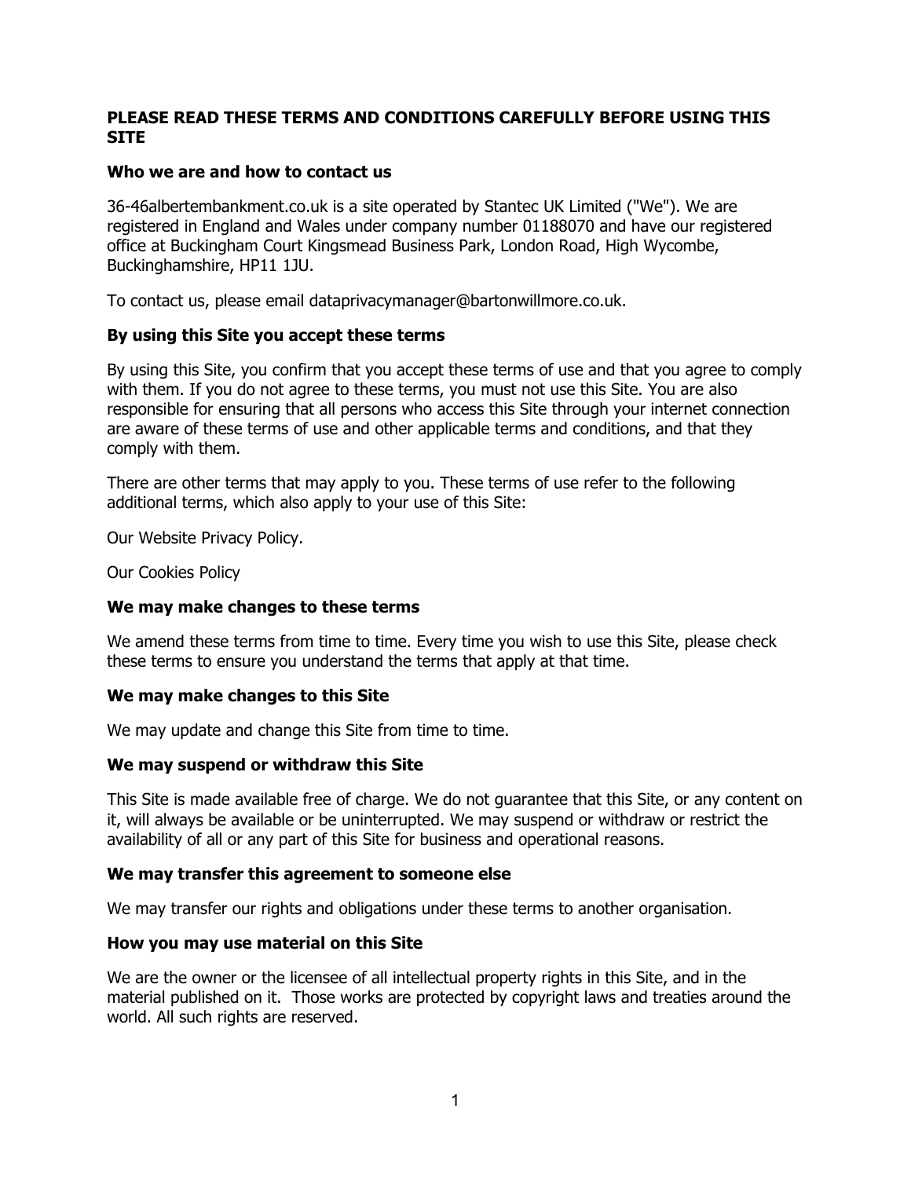## PLEASE READ THESE TERMS AND CONDITIONS CAREFULLY BEFORE USING THIS SITE

### Who we are and how to contact us

36-46albertembankment.co.uk is a site operated by Stantec UK Limited ("We"). We are registered in England and Wales under company number 01188070 and have our registered office at Buckingham Court Kingsmead Business Park, London Road, High Wycombe, Buckinghamshire, HP11 1JU.

To contact us, please email dataprivacymanager@bartonwillmore.co.uk.

### By using this Site you accept these terms

By using this Site, you confirm that you accept these terms of use and that you agree to comply with them. If you do not agree to these terms, you must not use this Site. You are also responsible for ensuring that all persons who access this Site through your internet connection are aware of these terms of use and other applicable terms and conditions, and that they comply with them.

There are other terms that may apply to you. These terms of use refer to the following additional terms, which also apply to your use of this Site:

Our Website Privacy Policy.

Our Cookies Policy

### We may make changes to these terms

We amend these terms from time to time. Every time you wish to use this Site, please check these terms to ensure you understand the terms that apply at that time.

### We may make changes to this Site

We may update and change this Site from time to time.

### We may suspend or withdraw this Site

This Site is made available free of charge. We do not guarantee that this Site, or any content on it, will always be available or be uninterrupted. We may suspend or withdraw or restrict the availability of all or any part of this Site for business and operational reasons.

### We may transfer this agreement to someone else

We may transfer our rights and obligations under these terms to another organisation.

### How you may use material on this Site

We are the owner or the licensee of all intellectual property rights in this Site, and in the material published on it. Those works are protected by copyright laws and treaties around the world. All such rights are reserved.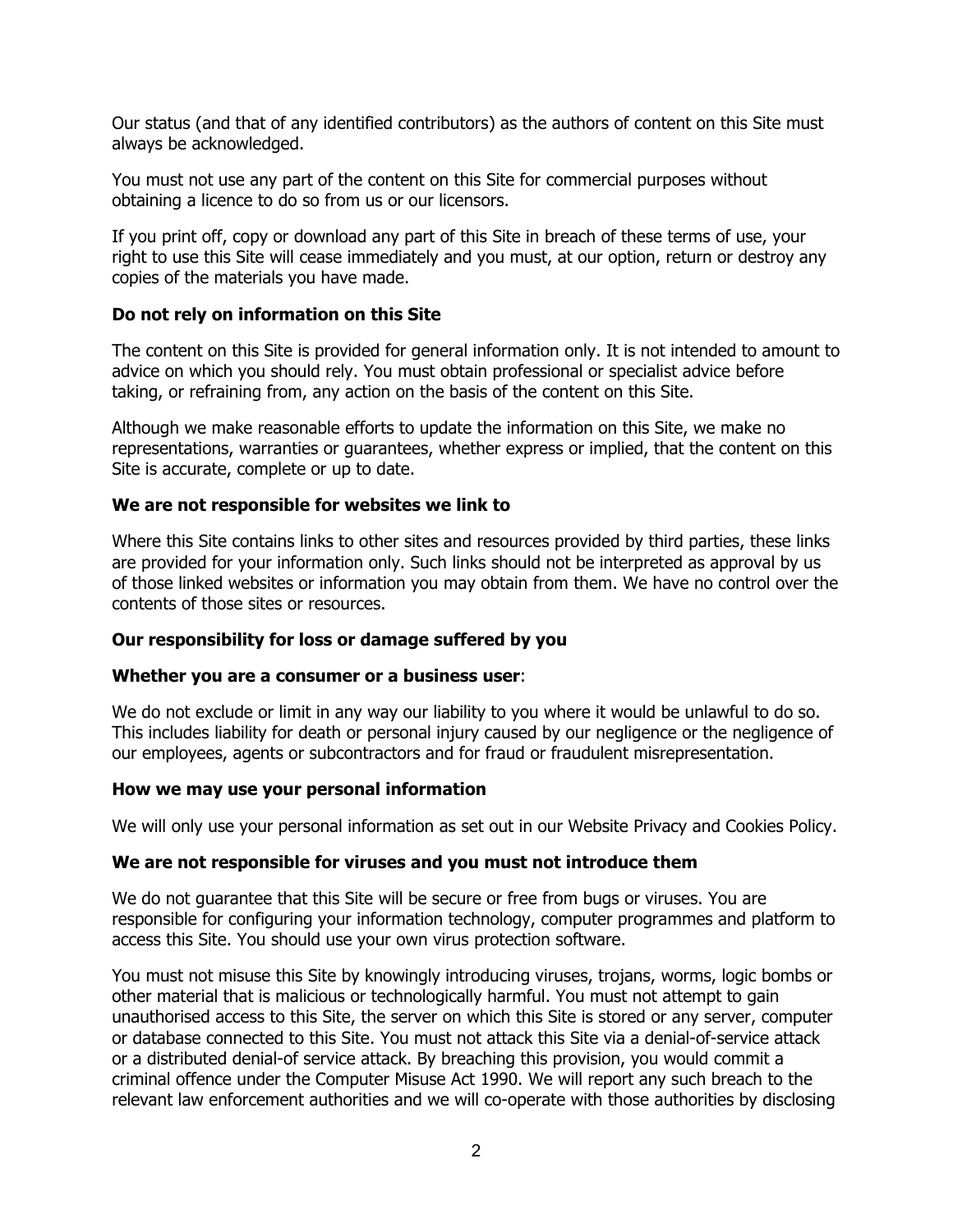Our status (and that of any identified contributors) as the authors of content on this Site must always be acknowledged.

You must not use any part of the content on this Site for commercial purposes without obtaining a licence to do so from us or our licensors.

If you print off, copy or download any part of this Site in breach of these terms of use, your right to use this Site will cease immediately and you must, at our option, return or destroy any copies of the materials you have made.

**Do not rely on information on this Site**

The content on this Site is provided for general information only. It is not intended to amount to advice on which you should rely. You must obtain professional or specialist advice before taking, or refraining from, any action on the basis of the content on this Site.

Although we make reasonable efforts to update the information on this Site, we make no representations, warranties or guarantees, whether express or implied, that the content on this Site is accurate, complete or up to date.

**We are not responsible for websites we link to**

Where this Site contains links to other sites and resources provided by third parties, these links are provided for your information only. Such links should not be interpreted as approval by us of those linked websites or information you may obtain from them. We have no control over the contents of those sites or resources.

**Our responsibility for loss or damage suffered by you**

**Whether you are a consumer or a business user**:

We do not exclude or limit in any way our liability to you where it would be unlawful to do so. This includes liability for death or personal injury caused by our negligence or the negligence of our employees, agents or subcontractors and for fraud or fraudulent misrepresentation.

**How we may use your personal information**

We will only use your personal information as set out in our Website Privacy and Cookies Policy.

**We are not responsible for viruses and you must not introduce them**

We do not guarantee that this Site will be secure or free from bugs or viruses. You are responsible for configuring your information technology, computer programmes and platform to access this Site. You should use your own virus protection software.

You must not misuse this Site by knowingly introducing viruses, trojans, worms, logic bombs or other material that is malicious or technologically harmful. You must not attempt to gain unauthorised access to this Site, the server on which this Site is stored or any server, computer or database connected to this Site. You must not attack this Site via a denial-of-service attack or a distributed denial-of service attack. By breaching this provision, you would commit a criminal offence under the Computer Misuse Act 1990. We will report any such breach to the relevant law enforcement authorities and we will co-operate with those authorities by disclosing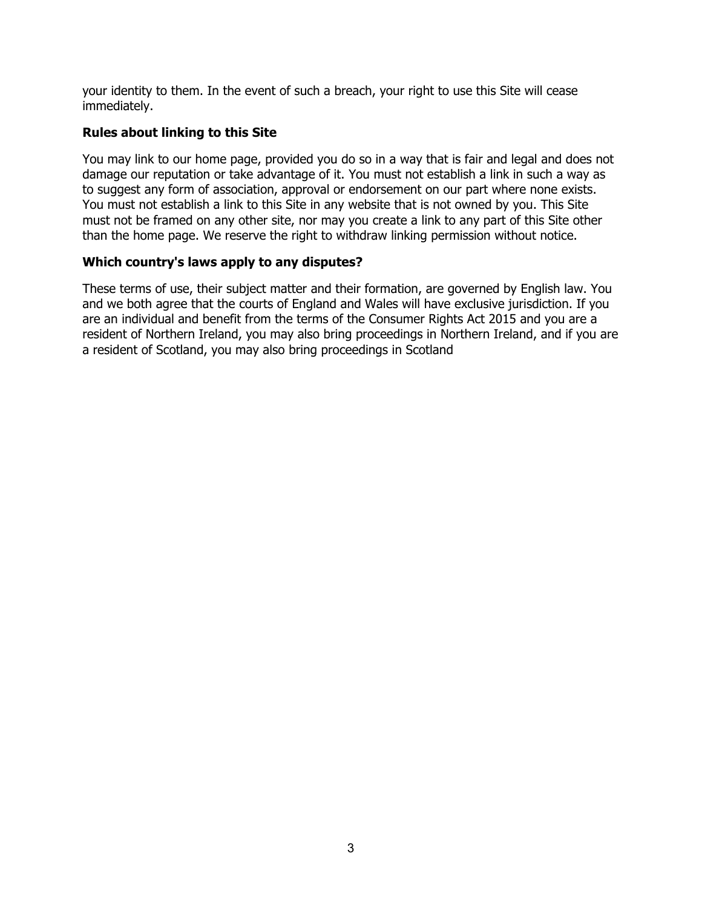your identity to them. In the event of such a breach, your right to use this Site will cease immediately.

### Rules about linking to this Site

You may link to our home page, provided you do so in a way that is fair and legal and does not damage our reputation or take advantage of it. You must not establish a link in such a way as to suggest any form of association, approval or endorsement on our part where none exists. You must not establish a link to this Site in any website that is not owned by you. This Site must not be framed on any other site, nor may you create a link to any part of this Site other than the home page. We reserve the right to withdraw linking permission without notice.

### Which country's laws apply to any disputes?

These terms of use, their subject matter and their formation, are governed by English law. You and we both agree that the courts of England and Wales will have exclusive jurisdiction. If you are an individual and benefit from the terms of the Consumer Rights Act 2015 and you are a resident of Northern Ireland, you may also bring proceedings in Northern Ireland, and if you are a resident of Scotland, you may also bring proceedings in Scotland